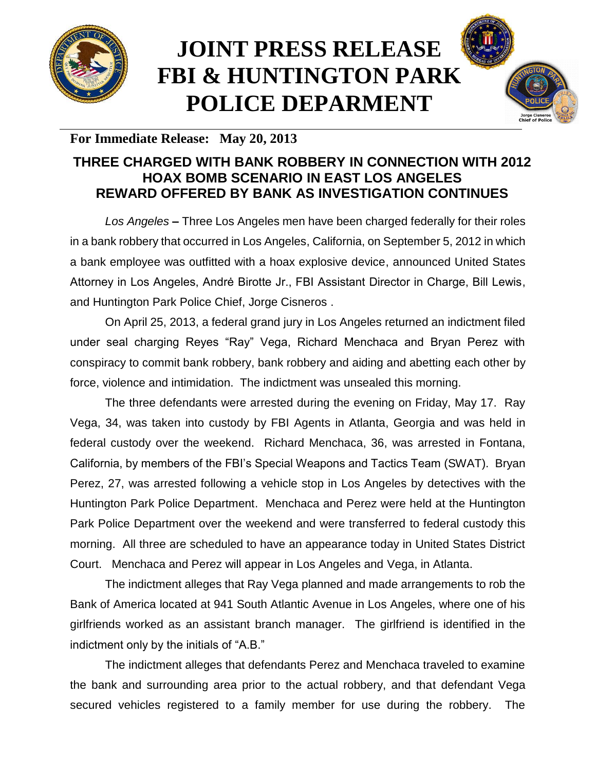# JOINT PRESS RELEASE FBI & HUNTINGTON PARK POLICE DEPARMENT

**For Immediate Release: May 20, 2013**

## THREE CHARGED WITH BANK ROBBERY IN CONNECTION WITH 2012 HOAX BOMB SCENARIO IN EAST LOS ANGELES REWARD OFFERED BY BANK AS INVESTIGATION CONTINUES

*Los Angeles* **–** Three Los Angeles men have been charged federally for their roles in a bank robbery that occurred in Los Angeles, California, on September 5, 2012 in which a bank employee was outfitted with a hoax explosive device, announced United States Attorney in Los Angeles, Andrė Birotte Jr., FBI Assistant Director in Charge, Bill Lewis, and Huntington Park Police Chief, Jorge Cisneros .

On April 25, 2013, a federal grand jury in Los Angeles returned an indictment filed under seal charging Reyes "Ray" Vega, Richard Menchaca and Bryan Perez with conspiracy to commit bank robbery, bank robbery and aiding and abetting each other by force, violence and intimidation. The indictment was unsealed this morning.

The three defendants were arrested during the evening on Friday, May 17. Ray Vega, 34, was taken into custody by FBI Agents in Atlanta, Georgia and was held in federal custody over the weekend. Richard Menchaca, 36, was arrested in Fontana, California, by members of the FBI's Special Weapons and Tactics Team (SWAT). Bryan Perez, 27, was arrested following a vehicle stop in Los Angeles by detectives with the Huntington Park Police Department. Menchaca and Perez were held at the Huntington Park Police Department over the weekend and were transferred to federal custody this morning. All three are scheduled to have an appearance today in United States District Court. Menchaca and Perez will appear in Los Angeles and Vega, in Atlanta.

The indictment alleges that Ray Vega planned and made arrangements to rob the Bank of America located at 941 South Atlantic Avenue in Los Angeles, where one of his girlfriends worked as an assistant branch manager. The girlfriend is identified in the indictment only by the initials of "A.B."

The indictment alleges that defendants Perez and Menchaca traveled to examine the bank and surrounding area prior to the actual robbery, and that defendant Vega secured vehicles registered to a family member for use during the robbery. The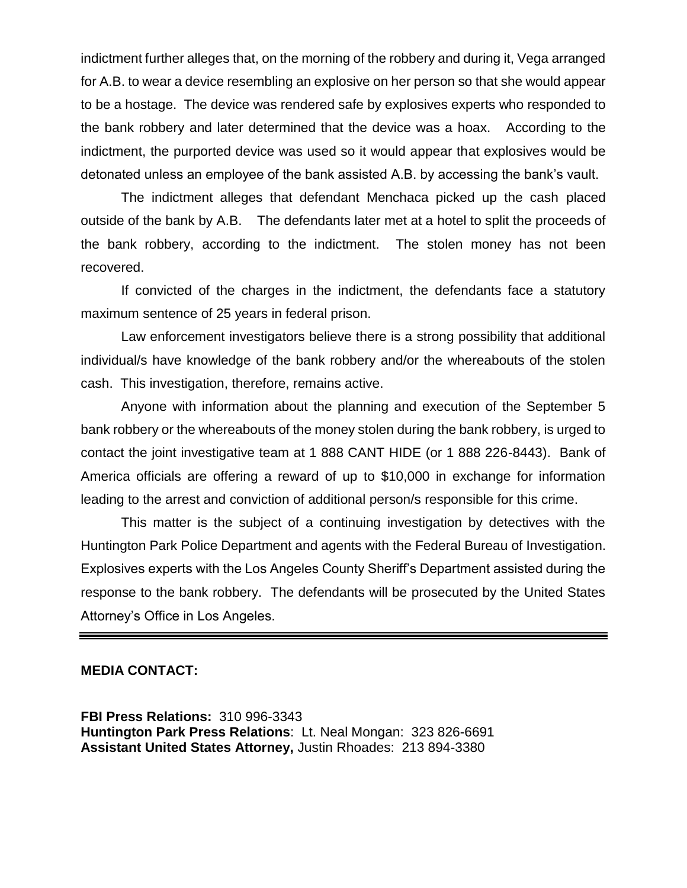indictment further alleges that, on the morning of the robbery and during it, Vega arranged for A.B. to wear a device resembling an explosive on her person so that she would appear to be a hostage. The device was rendered safe by explosives experts who responded to the bank robbery and later determined that the device was a hoax. According to the indictment, the purported device was used so it would appear that explosives would be detonated unless an employee of the bank assisted A.B. by accessing the bank's vault.

The indictment alleges that defendant Menchaca picked up the cash placed outside of the bank by A.B. The defendants later met at a hotel to split the proceeds of the bank robbery, according to the indictment. The stolen money has not been recovered.

If convicted of the charges in the indictment, the defendants face a statutory maximum sentence of 25 years in federal prison.

Law enforcement investigators believe there is a strong possibility that additional individual/s have knowledge of the bank robbery and/or the whereabouts of the stolen cash. This investigation, therefore, remains active.

Anyone with information about the planning and execution of the September 5 bank robbery or the whereabouts of the money stolen during the bank robbery, is urged to contact the joint investigative team at 1 888 CANT HIDE (or 1 888 226-8443). Bank of America officials are offering a reward of up to $10,000 in exchange for information leading to the arrest and conviction of additional person/s responsible for this crime.

This matter is the subject of a continuing investigation by detectives with the Huntington Park Police Department and agents with the Federal Bureau of Investigation. Explosives experts with the Los Angeles County Sheriff's Department assisted during the response to the bank robbery. The defendants will be prosecuted by the United States Attorney's Office in Los Angeles.

---

**MEDIA CONTACT:**

**FBI Press Relations:** 310 996-3343
**Huntington Park Press Relations**: Lt. Neal Mongan: 323 826-6691
**Assistant United States Attorney,** Justin Rhoades: 213 894-3380